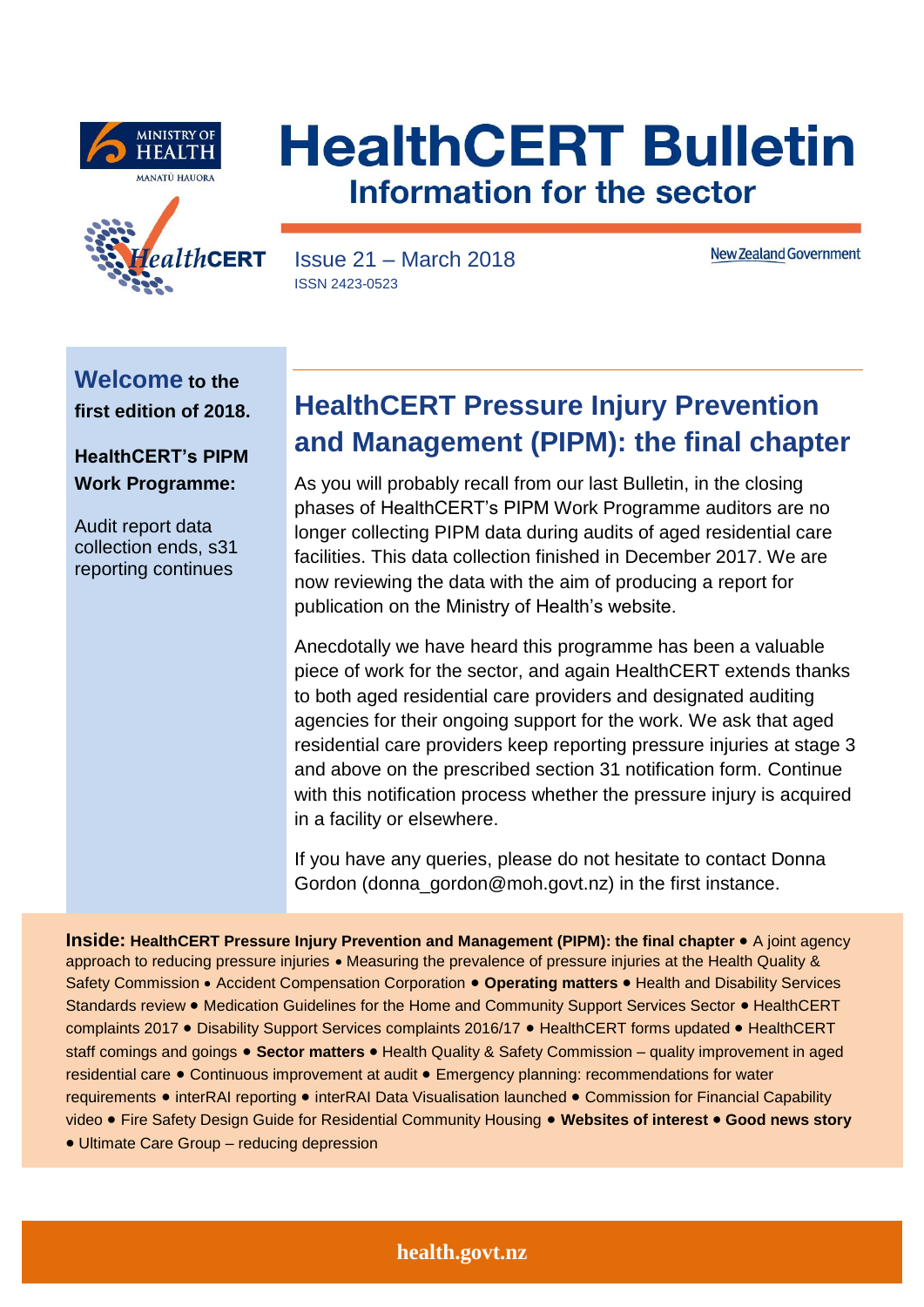# HealthCERT Bulletin

## Information for the sector

Issue 21 – March 2018

ISSN 2423-0523

**Welcome to the first edition of 2018.**

**HealthCERT's PIPM Work Programme:**

Audit report data collection ends, s31 reporting continues

## HealthCERT Pressure Injury Prevention and Management (PIPM): the final chapter

As you will probably recall from our last Bulletin, in the closing phases of HealthCERT's PIPM Work Programme auditors are no longer collecting PIPM data during audits of aged residential care facilities. This data collection finished in December 2017. We are now reviewing the data with the aim of producing a report for publication on the Ministry of Health's website.

Anecdotally we have heard this programme has been a valuable piece of work for the sector, and again HealthCERT extends thanks to both aged residential care providers and designated auditing agencies for their ongoing support for the work. We ask that aged residential care providers keep reporting pressure injuries at stage 3 and above on the prescribed section 31 notification form. Continue with this notification process whether the pressure injury is acquired in a facility or elsewhere.

If you have any queries, please do not hesitate to contact Donna Gordon (donna_gordon@moh.govt.nz) in the first instance.

**Inside:** **HealthCERT Pressure Injury Prevention and Management (PIPM): the final chapter** • A joint agency approach to reducing pressure injuries • Measuring the prevalence of pressure injuries at the Health Quality & Safety Commission • Accident Compensation Corporation • **Operating matters** • Health and Disability Services Standards review • Medication Guidelines for the Home and Community Support Services Sector • HealthCERT complaints 2017 • Disability Support Services complaints 2016/17 • HealthCERT forms updated • HealthCERT staff comings and goings • **Sector matters** • Health Quality & Safety Commission – quality improvement in aged residential care • Continuous improvement at audit • Emergency planning: recommendations for water requirements • interRAI reporting • interRAI Data Visualisation launched • Commission for Financial Capability video • Fire Safety Design Guide for Residential Community Housing • **Websites of interest** • **Good news story** • Ultimate Care Group – reducing depression

health.govt.nz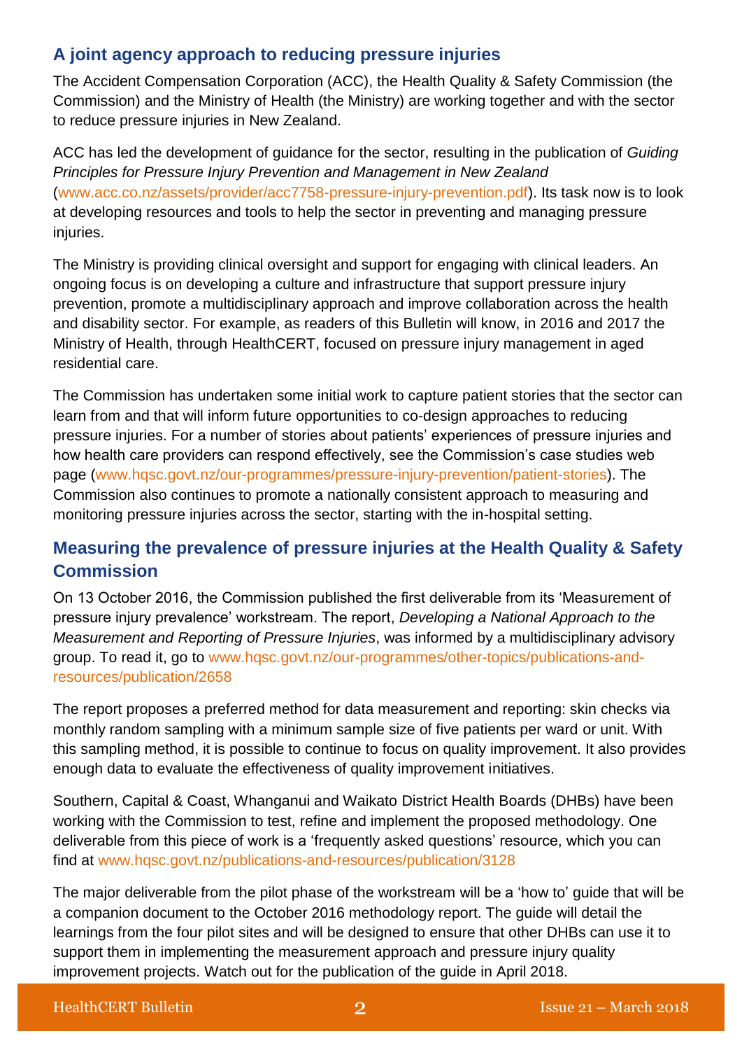## A joint agency approach to reducing pressure injuries

The Accident Compensation Corporation (ACC), the Health Quality & Safety Commission (the Commission) and the Ministry of Health (the Ministry) are working together and with the sector to reduce pressure injuries in New Zealand.

ACC has led the development of guidance for the sector, resulting in the publication of *Guiding Principles for Pressure Injury Prevention and Management in New Zealand* (www.acc.co.nz/assets/provider/acc7758-pressure-injury-prevention.pdf). Its task now is to look at developing resources and tools to help the sector in preventing and managing pressure injuries.

The Ministry is providing clinical oversight and support for engaging with clinical leaders. An ongoing focus is on developing a culture and infrastructure that support pressure injury prevention, promote a multidisciplinary approach and improve collaboration across the health and disability sector. For example, as readers of this Bulletin will know, in 2016 and 2017 the Ministry of Health, through HealthCERT, focused on pressure injury management in aged residential care.

The Commission has undertaken some initial work to capture patient stories that the sector can learn from and that will inform future opportunities to co-design approaches to reducing pressure injuries. For a number of stories about patients' experiences of pressure injuries and how health care providers can respond effectively, see the Commission's case studies web page (www.hqsc.govt.nz/our-programmes/pressure-injury-prevention/patient-stories). The Commission also continues to promote a nationally consistent approach to measuring and monitoring pressure injuries across the sector, starting with the in-hospital setting.

## Measuring the prevalence of pressure injuries at the Health Quality & Safety Commission

On 13 October 2016, the Commission published the first deliverable from its 'Measurement of pressure injury prevalence' workstream. The report, *Developing a National Approach to the Measurement and Reporting of Pressure Injuries*, was informed by a multidisciplinary advisory group. To read it, go to www.hqsc.govt.nz/our-programmes/other-topics/publications-and-resources/publication/2658

The report proposes a preferred method for data measurement and reporting: skin checks via monthly random sampling with a minimum sample size of five patients per ward or unit. With this sampling method, it is possible to continue to focus on quality improvement. It also provides enough data to evaluate the effectiveness of quality improvement initiatives.

Southern, Capital & Coast, Whanganui and Waikato District Health Boards (DHBs) have been working with the Commission to test, refine and implement the proposed methodology. One deliverable from this piece of work is a 'frequently asked questions' resource, which you can find at www.hqsc.govt.nz/publications-and-resources/publication/3128

The major deliverable from the pilot phase of the workstream will be a 'how to' guide that will be a companion document to the October 2016 methodology report. The guide will detail the learnings from the four pilot sites and will be designed to ensure that other DHBs can use it to support them in implementing the measurement approach and pressure injury quality improvement projects. Watch out for the publication of the guide in April 2018.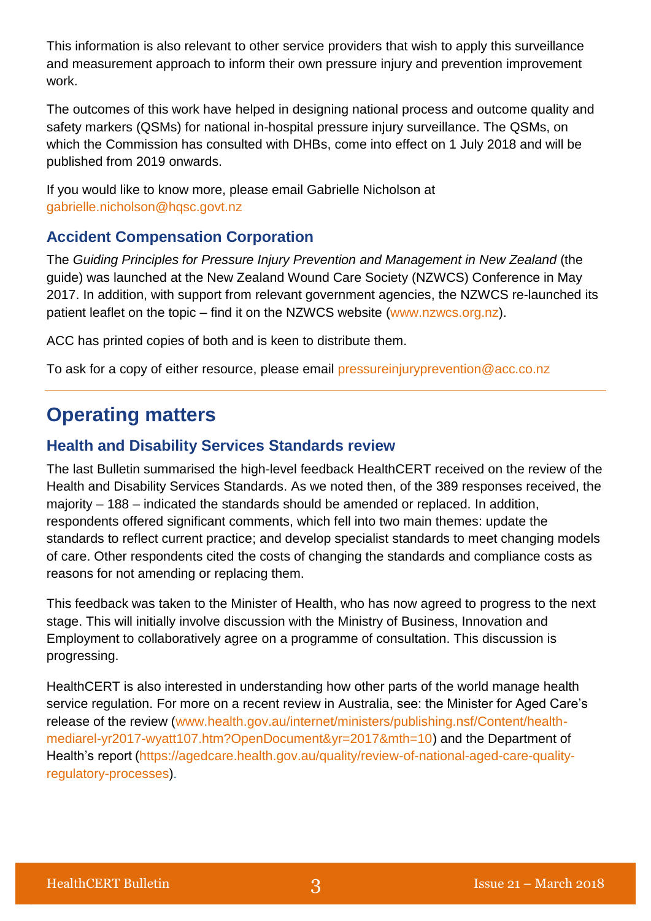This information is also relevant to other service providers that wish to apply this surveillance and measurement approach to inform their own pressure injury and prevention improvement work.

The outcomes of this work have helped in designing national process and outcome quality and safety markers (QSMs) for national in-hospital pressure injury surveillance. The QSMs, on which the Commission has consulted with DHBs, come into effect on 1 July 2018 and will be published from 2019 onwards.

If you would like to know more, please email Gabrielle Nicholson at gabrielle.nicholson@hqsc.govt.nz

### Accident Compensation Corporation

The *Guiding Principles for Pressure Injury Prevention and Management in New Zealand* (the guide) was launched at the New Zealand Wound Care Society (NZWCS) Conference in May 2017. In addition, with support from relevant government agencies, the NZWCS re-launched its patient leaflet on the topic – find it on the NZWCS website (www.nzwcs.org.nz).

ACC has printed copies of both and is keen to distribute them.

To ask for a copy of either resource, please email pressureinjuryprevention@acc.co.nz

## Operating matters

### Health and Disability Services Standards review

The last Bulletin summarised the high-level feedback HealthCERT received on the review of the Health and Disability Services Standards. As we noted then, of the 389 responses received, the majority – 188 – indicated the standards should be amended or replaced. In addition, respondents offered significant comments, which fell into two main themes: update the standards to reflect current practice; and develop specialist standards to meet changing models of care. Other respondents cited the costs of changing the standards and compliance costs as reasons for not amending or replacing them.

This feedback was taken to the Minister of Health, who has now agreed to progress to the next stage. This will initially involve discussion with the Ministry of Business, Innovation and Employment to collaboratively agree on a programme of consultation. This discussion is progressing.

HealthCERT is also interested in understanding how other parts of the world manage health service regulation. For more on a recent review in Australia, see: the Minister for Aged Care's release of the review (www.health.gov.au/internet/ministers/publishing.nsf/Content/health-mediarel-yr2017-wyatt107.htm?OpenDocument&yr=2017&mth=10) and the Department of Health's report (https://agedcare.health.gov.au/quality/review-of-national-aged-care-quality-regulatory-processes).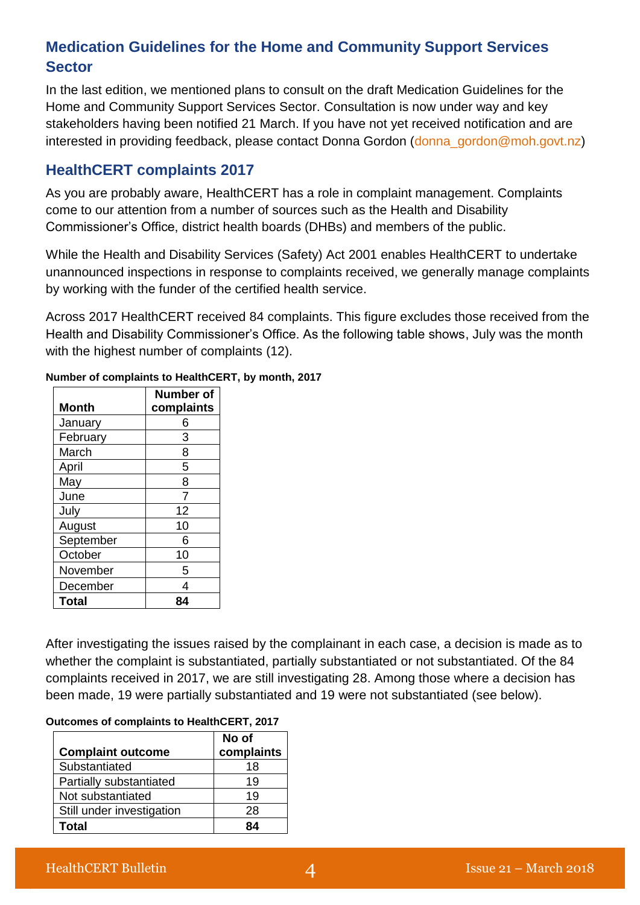## Medication Guidelines for the Home and Community Support Services Sector

In the last edition, we mentioned plans to consult on the draft Medication Guidelines for the Home and Community Support Services Sector. Consultation is now under way and key stakeholders having been notified 21 March. If you have not yet received notification and are interested in providing feedback, please contact Donna Gordon (donna_gordon@moh.govt.nz)

## HealthCERT complaints 2017

As you are probably aware, HealthCERT has a role in complaint management. Complaints come to our attention from a number of sources such as the Health and Disability Commissioner's Office, district health boards (DHBs) and members of the public.

While the Health and Disability Services (Safety) Act 2001 enables HealthCERT to undertake unannounced inspections in response to complaints received, we generally manage complaints by working with the funder of the certified health service.

Across 2017 HealthCERT received 84 complaints. This figure excludes those received from the Health and Disability Commissioner's Office. As the following table shows, July was the month with the highest number of complaints (12).

**Number of complaints to HealthCERT, by month, 2017**

| Month | Number of complaints |
|---|---|
| January | 6 |
| February | 3 |
| March | 8 |
| April | 5 |
| May | 8 |
| June | 7 |
| July | 12 |
| August | 10 |
| September | 6 |
| October | 10 |
| November | 5 |
| December | 4 |
| **Total** | **84** |

After investigating the issues raised by the complainant in each case, a decision is made as to whether the complaint is substantiated, partially substantiated or not substantiated. Of the 84 complaints received in 2017, we are still investigating 28. Among those where a decision has been made, 19 were partially substantiated and 19 were not substantiated (see below).

**Outcomes of complaints to HealthCERT, 2017**

| Complaint outcome | No of complaints |
|---|---|
| Substantiated | 18 |
| Partially substantiated | 19 |
| Not substantiated | 19 |
| Still under investigation | 28 |
| **Total** | **84** |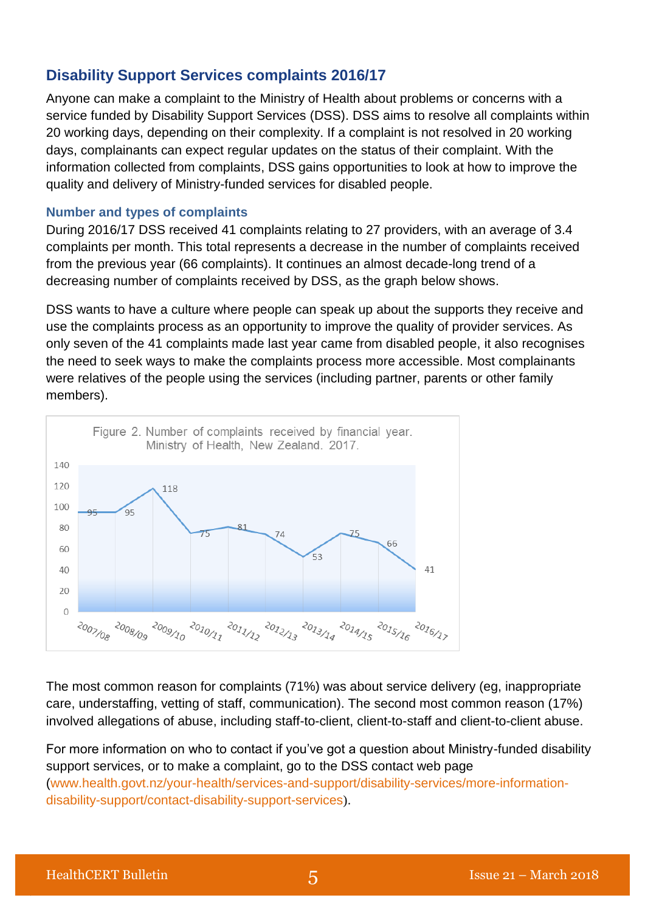## Disability Support Services complaints 2016/17

Anyone can make a complaint to the Ministry of Health about problems or concerns with a service funded by Disability Support Services (DSS). DSS aims to resolve all complaints within 20 working days, depending on their complexity. If a complaint is not resolved in 20 working days, complainants can expect regular updates on the status of their complaint. With the information collected from complaints, DSS gains opportunities to look at how to improve the quality and delivery of Ministry-funded services for disabled people.

### Number and types of complaints

During 2016/17 DSS received 41 complaints relating to 27 providers, with an average of 3.4 complaints per month. This total represents a decrease in the number of complaints received from the previous year (66 complaints). It continues an almost decade-long trend of a decreasing number of complaints received by DSS, as the graph below shows.

DSS wants to have a culture where people can speak up about the supports they receive and use the complaints process as an opportunity to improve the quality of provider services. As only seven of the 41 complaints made last year came from disabled people, it also recognises the need to seek ways to make the complaints process more accessible. Most complainants were relatives of the people using the services (including partner, parents or other family members).

Figure 2. Number of complaints received by financial year. Ministry of Health, New Zealand. 2017.

| Financial year | Number of complaints |
|---|---|
| 2007/08 | 95 |
| 2008/09 | 95 |
| 2009/10 | 118 |
| 2010/11 | 75 |
| 2011/12 | 81 |
| 2012/13 | 74 |
| 2013/14 | 53 |
| 2014/15 | 75 |
| 2015/16 | 66 |
| 2016/17 | 41 |

The most common reason for complaints (71%) was about service delivery (eg, inappropriate care, understaffing, vetting of staff, communication). The second most common reason (17%) involved allegations of abuse, including staff-to-client, client-to-staff and client-to-client abuse.

For more information on who to contact if you've got a question about Ministry-funded disability support services, or to make a complaint, go to the DSS contact web page (www.health.govt.nz/your-health/services-and-support/disability-services/more-information-disability-support/contact-disability-support-services).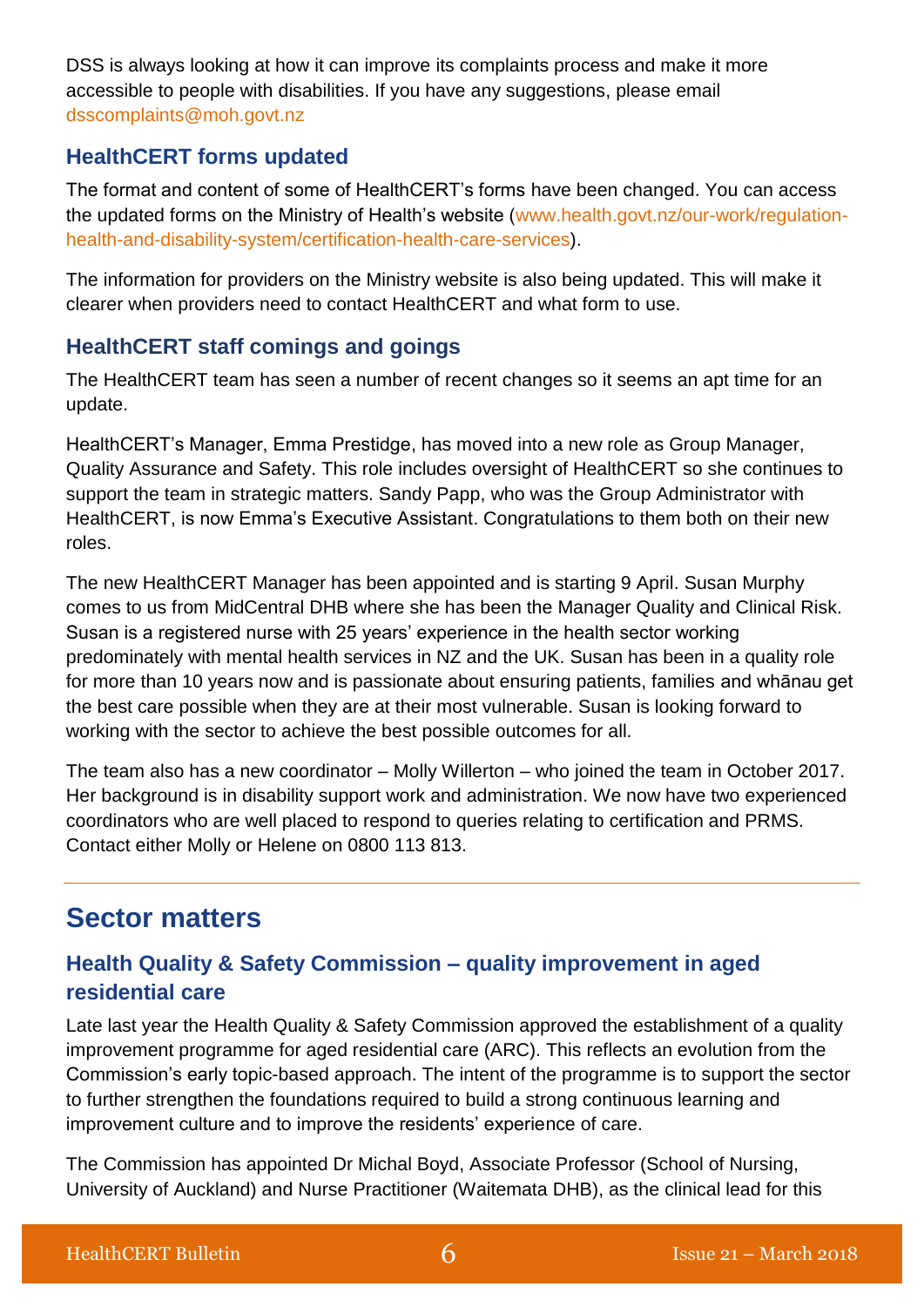DSS is always looking at how it can improve its complaints process and make it more accessible to people with disabilities. If you have any suggestions, please email dsscomplaints@moh.govt.nz

### HealthCERT forms updated

The format and content of some of HealthCERT's forms have been changed. You can access the updated forms on the Ministry of Health's website (www.health.govt.nz/our-work/regulation-health-and-disability-system/certification-health-care-services).

The information for providers on the Ministry website is also being updated. This will make it clearer when providers need to contact HealthCERT and what form to use.

### HealthCERT staff comings and goings

The HealthCERT team has seen a number of recent changes so it seems an apt time for an update.

HealthCERT's Manager, Emma Prestidge, has moved into a new role as Group Manager, Quality Assurance and Safety. This role includes oversight of HealthCERT so she continues to support the team in strategic matters. Sandy Papp, who was the Group Administrator with HealthCERT, is now Emma's Executive Assistant. Congratulations to them both on their new roles.

The new HealthCERT Manager has been appointed and is starting 9 April. Susan Murphy comes to us from MidCentral DHB where she has been the Manager Quality and Clinical Risk. Susan is a registered nurse with 25 years' experience in the health sector working predominately with mental health services in NZ and the UK. Susan has been in a quality role for more than 10 years now and is passionate about ensuring patients, families and whānau get the best care possible when they are at their most vulnerable. Susan is looking forward to working with the sector to achieve the best possible outcomes for all.

The team also has a new coordinator – Molly Willerton – who joined the team in October 2017. Her background is in disability support work and administration. We now have two experienced coordinators who are well placed to respond to queries relating to certification and PRMS. Contact either Molly or Helene on 0800 113 813.

## Sector matters

### Health Quality & Safety Commission – quality improvement in aged residential care

Late last year the Health Quality & Safety Commission approved the establishment of a quality improvement programme for aged residential care (ARC). This reflects an evolution from the Commission's early topic-based approach. The intent of the programme is to support the sector to further strengthen the foundations required to build a strong continuous learning and improvement culture and to improve the residents' experience of care.

The Commission has appointed Dr Michal Boyd, Associate Professor (School of Nursing, University of Auckland) and Nurse Practitioner (Waitemata DHB), as the clinical lead for this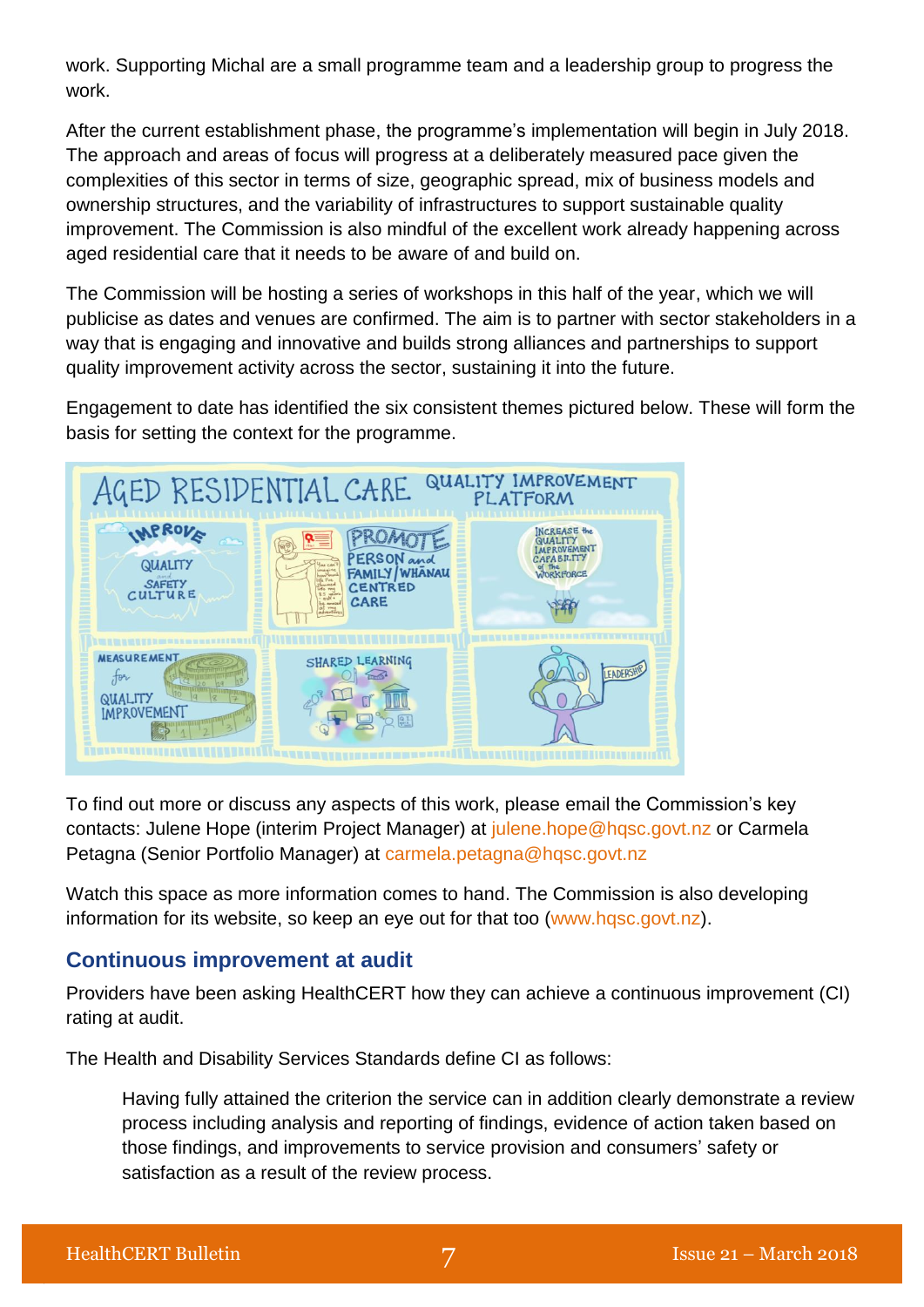work. Supporting Michal are a small programme team and a leadership group to progress the work.

After the current establishment phase, the programme's implementation will begin in July 2018. The approach and areas of focus will progress at a deliberately measured pace given the complexities of this sector in terms of size, geographic spread, mix of business models and ownership structures, and the variability of infrastructures to support sustainable quality improvement. The Commission is also mindful of the excellent work already happening across aged residential care that it needs to be aware of and build on.

The Commission will be hosting a series of workshops in this half of the year, which we will publicise as dates and venues are confirmed. The aim is to partner with sector stakeholders in a way that is engaging and innovative and builds strong alliances and partnerships to support quality improvement activity across the sector, sustaining it into the future.

Engagement to date has identified the six consistent themes pictured below. These will form the basis for setting the context for the programme.

To find out more or discuss any aspects of this work, please email the Commission's key contacts: Julene Hope (interim Project Manager) at julene.hope@hqsc.govt.nz or Carmela Petagna (Senior Portfolio Manager) at carmela.petagna@hqsc.govt.nz

Watch this space as more information comes to hand. The Commission is also developing information for its website, so keep an eye out for that too (www.hqsc.govt.nz).

## Continuous improvement at audit

Providers have been asking HealthCERT how they can achieve a continuous improvement (CI) rating at audit.

The Health and Disability Services Standards define CI as follows:

> Having fully attained the criterion the service can in addition clearly demonstrate a review process including analysis and reporting of findings, evidence of action taken based on those findings, and improvements to service provision and consumers' safety or satisfaction as a result of the review process.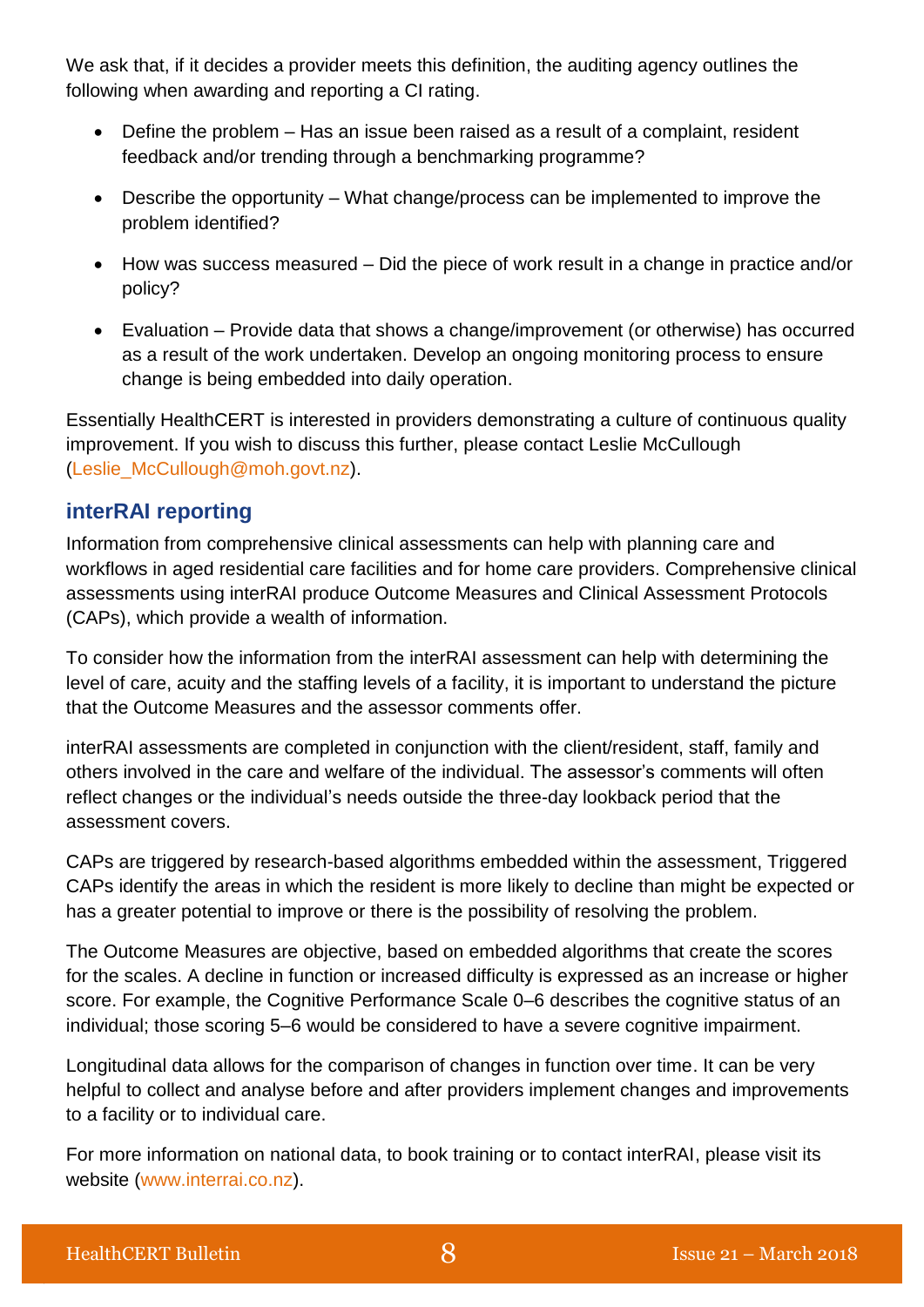We ask that, if it decides a provider meets this definition, the auditing agency outlines the following when awarding and reporting a CI rating.

- Define the problem – Has an issue been raised as a result of a complaint, resident feedback and/or trending through a benchmarking programme?
- Describe the opportunity – What change/process can be implemented to improve the problem identified?
- How was success measured – Did the piece of work result in a change in practice and/or policy?
- Evaluation – Provide data that shows a change/improvement (or otherwise) has occurred as a result of the work undertaken. Develop an ongoing monitoring process to ensure change is being embedded into daily operation.

Essentially HealthCERT is interested in providers demonstrating a culture of continuous quality improvement. If you wish to discuss this further, please contact Leslie McCullough (Leslie_McCullough@moh.govt.nz).

## interRAI reporting

Information from comprehensive clinical assessments can help with planning care and workflows in aged residential care facilities and for home care providers. Comprehensive clinical assessments using interRAI produce Outcome Measures and Clinical Assessment Protocols (CAPs), which provide a wealth of information.

To consider how the information from the interRAI assessment can help with determining the level of care, acuity and the staffing levels of a facility, it is important to understand the picture that the Outcome Measures and the assessor comments offer.

interRAI assessments are completed in conjunction with the client/resident, staff, family and others involved in the care and welfare of the individual. The assessor's comments will often reflect changes or the individual's needs outside the three-day lookback period that the assessment covers.

CAPs are triggered by research-based algorithms embedded within the assessment, Triggered CAPs identify the areas in which the resident is more likely to decline than might be expected or has a greater potential to improve or there is the possibility of resolving the problem.

The Outcome Measures are objective, based on embedded algorithms that create the scores for the scales. A decline in function or increased difficulty is expressed as an increase or higher score. For example, the Cognitive Performance Scale 0–6 describes the cognitive status of an individual; those scoring 5–6 would be considered to have a severe cognitive impairment.

Longitudinal data allows for the comparison of changes in function over time. It can be very helpful to collect and analyse before and after providers implement changes and improvements to a facility or to individual care.

For more information on national data, to book training or to contact interRAI, please visit its website (www.interrai.co.nz).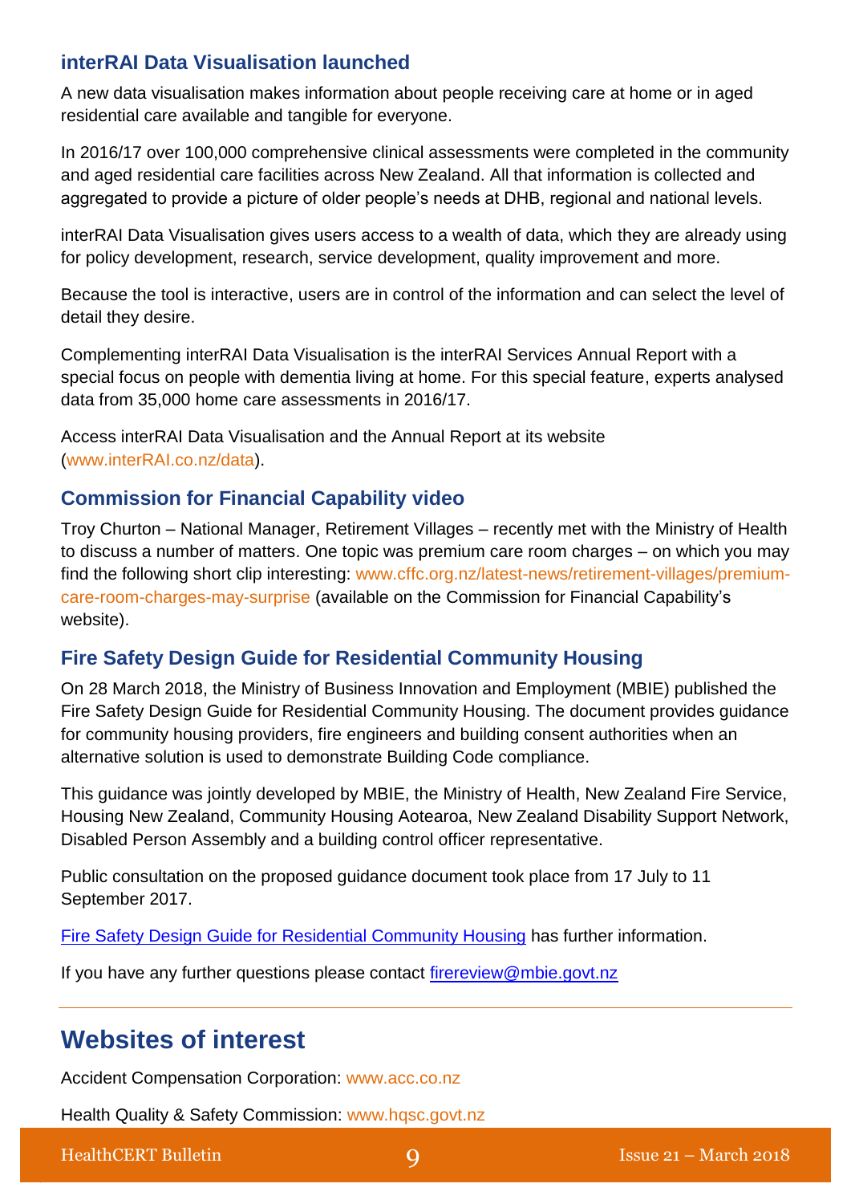## interRAI Data Visualisation launched

A new data visualisation makes information about people receiving care at home or in aged residential care available and tangible for everyone.

In 2016/17 over 100,000 comprehensive clinical assessments were completed in the community and aged residential care facilities across New Zealand. All that information is collected and aggregated to provide a picture of older people's needs at DHB, regional and national levels.

interRAI Data Visualisation gives users access to a wealth of data, which they are already using for policy development, research, service development, quality improvement and more.

Because the tool is interactive, users are in control of the information and can select the level of detail they desire.

Complementing interRAI Data Visualisation is the interRAI Services Annual Report with a special focus on people with dementia living at home. For this special feature, experts analysed data from 35,000 home care assessments in 2016/17.

Access interRAI Data Visualisation and the Annual Report at its website (www.interRAI.co.nz/data).

## Commission for Financial Capability video

Troy Churton – National Manager, Retirement Villages – recently met with the Ministry of Health to discuss a number of matters. One topic was premium care room charges – on which you may find the following short clip interesting: www.cffc.org.nz/latest-news/retirement-villages/premium-care-room-charges-may-surprise (available on the Commission for Financial Capability's website).

## Fire Safety Design Guide for Residential Community Housing

On 28 March 2018, the Ministry of Business Innovation and Employment (MBIE) published the Fire Safety Design Guide for Residential Community Housing. The document provides guidance for community housing providers, fire engineers and building consent authorities when an alternative solution is used to demonstrate Building Code compliance.

This guidance was jointly developed by MBIE, the Ministry of Health, New Zealand Fire Service, Housing New Zealand, Community Housing Aotearoa, New Zealand Disability Support Network, Disabled Person Assembly and a building control officer representative.

Public consultation on the proposed guidance document took place from 17 July to 11 September 2017.

Fire Safety Design Guide for Residential Community Housing has further information.

If you have any further questions please contact firereview@mbie.govt.nz

---

# Websites of interest

Accident Compensation Corporation: www.acc.co.nz

Health Quality & Safety Commission: www.hqsc.govt.nz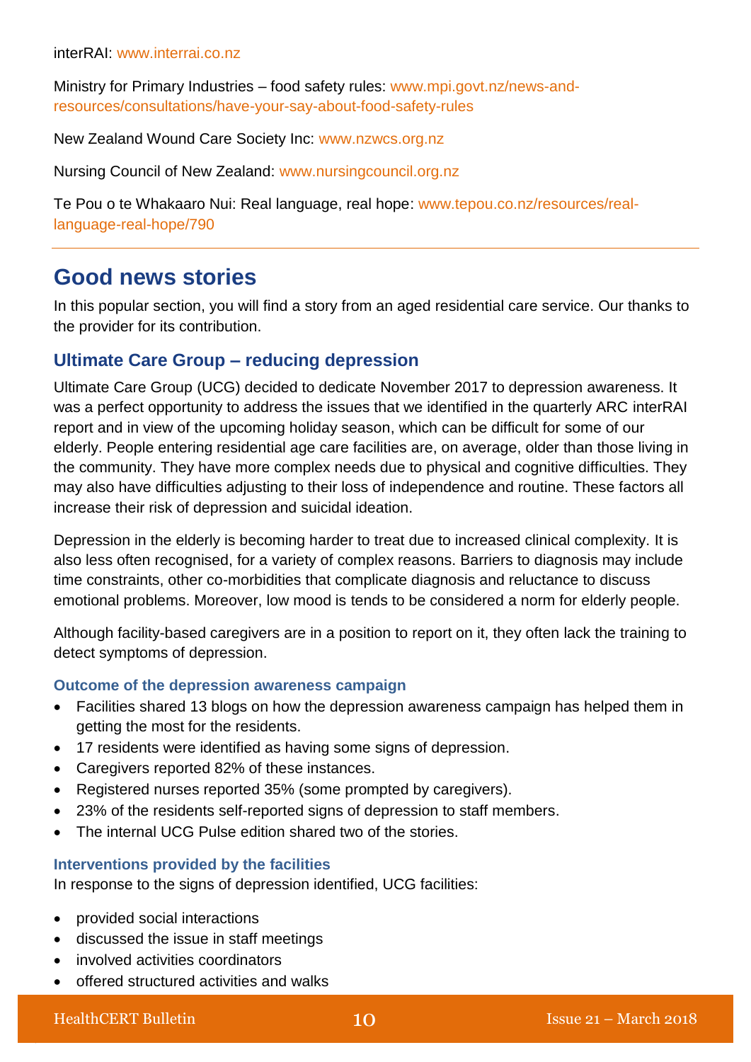interRAI: www.interrai.co.nz

Ministry for Primary Industries – food safety rules: www.mpi.govt.nz/news-and-resources/consultations/have-your-say-about-food-safety-rules

New Zealand Wound Care Society Inc: www.nzwcs.org.nz

Nursing Council of New Zealand: www.nursingcouncil.org.nz

Te Pou o te Whakaaro Nui: Real language, real hope: www.tepou.co.nz/resources/real-language-real-hope/790

---

## Good news stories

In this popular section, you will find a story from an aged residential care service. Our thanks to the provider for its contribution.

### Ultimate Care Group – reducing depression

Ultimate Care Group (UCG) decided to dedicate November 2017 to depression awareness. It was a perfect opportunity to address the issues that we identified in the quarterly ARC interRAI report and in view of the upcoming holiday season, which can be difficult for some of our elderly. People entering residential age care facilities are, on average, older than those living in the community. They have more complex needs due to physical and cognitive difficulties. They may also have difficulties adjusting to their loss of independence and routine. These factors all increase their risk of depression and suicidal ideation.

Depression in the elderly is becoming harder to treat due to increased clinical complexity. It is also less often recognised, for a variety of complex reasons. Barriers to diagnosis may include time constraints, other co-morbidities that complicate diagnosis and reluctance to discuss emotional problems. Moreover, low mood is tends to be considered a norm for elderly people.

Although facility-based caregivers are in a position to report on it, they often lack the training to detect symptoms of depression.

#### Outcome of the depression awareness campaign

- Facilities shared 13 blogs on how the depression awareness campaign has helped them in getting the most for the residents.
- 17 residents were identified as having some signs of depression.
- Caregivers reported 82% of these instances.
- Registered nurses reported 35% (some prompted by caregivers).
- 23% of the residents self-reported signs of depression to staff members.
- The internal UCG Pulse edition shared two of the stories.

#### Interventions provided by the facilities

In response to the signs of depression identified, UCG facilities:

- provided social interactions
- discussed the issue in staff meetings
- involved activities coordinators
- offered structured activities and walks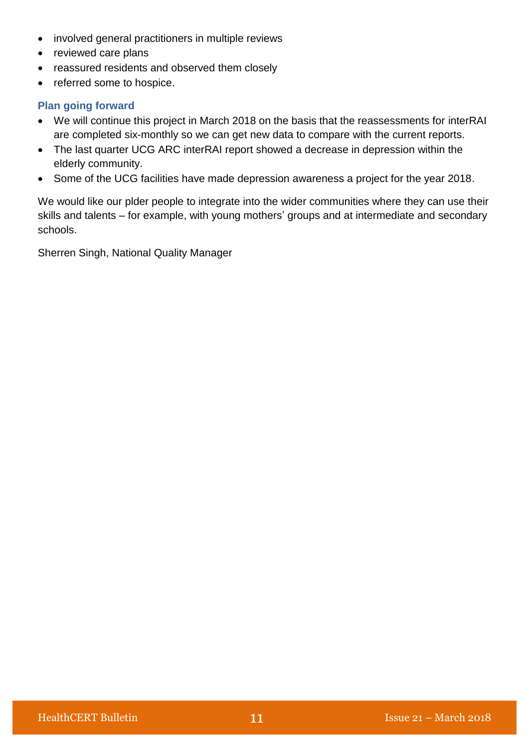- involved general practitioners in multiple reviews
- reviewed care plans
- reassured residents and observed them closely
- referred some to hospice.

### Plan going forward

- We will continue this project in March 2018 on the basis that the reassessments for interRAI are completed six-monthly so we can get new data to compare with the current reports.
- The last quarter UCG ARC interRAI report showed a decrease in depression within the elderly community.
- Some of the UCG facilities have made depression awareness a project for the year 2018.

We would like our plder people to integrate into the wider communities where they can use their skills and talents – for example, with young mothers' groups and at intermediate and secondary schools.

Sherren Singh, National Quality Manager